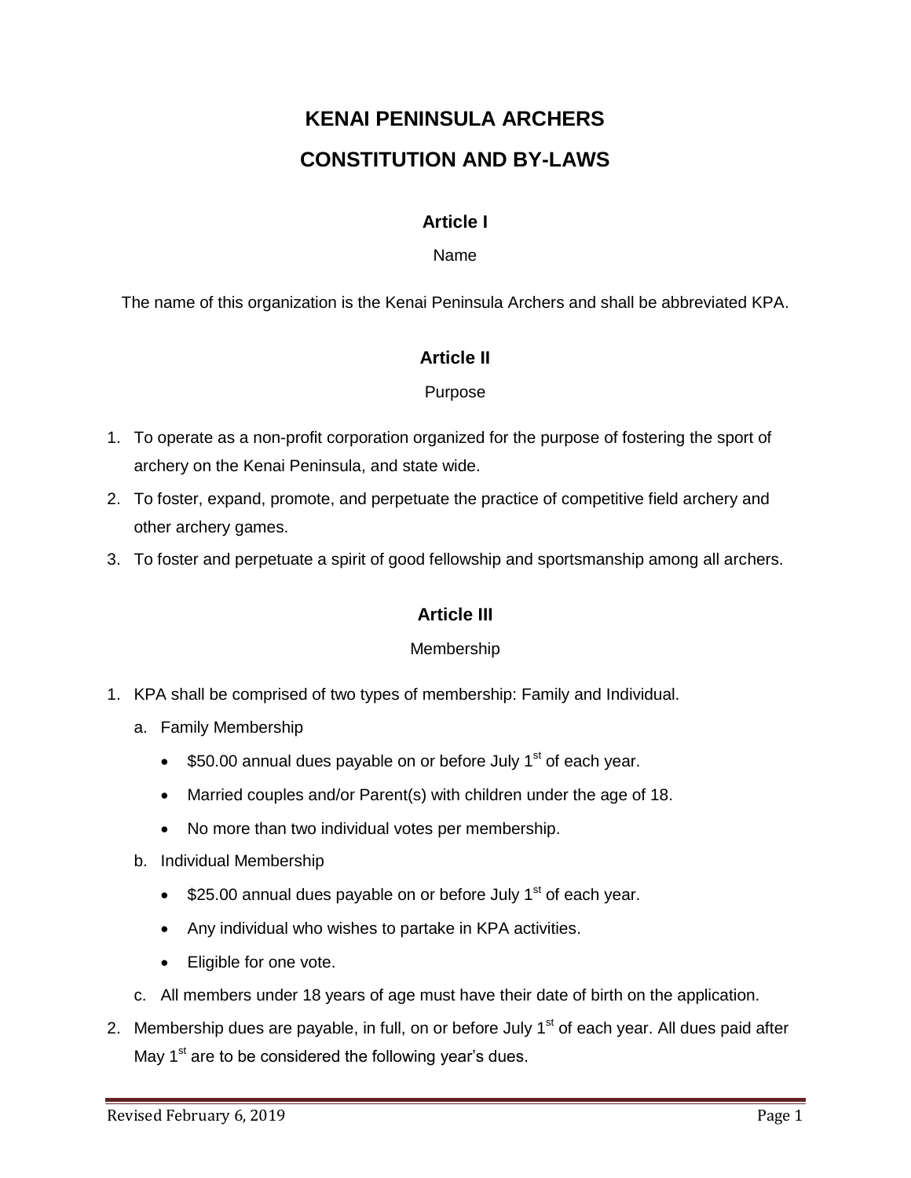# KENAI PENINSULA ARCHERS

# CONSTITUTION AND BY-LAWS

## Article I

Name

The name of this organization is the Kenai Peninsula Archers and shall be abbreviated KPA.

## Article II

Purpose

1. To operate as a non-profit corporation organized for the purpose of fostering the sport of archery on the Kenai Peninsula, and state wide.
2. To foster, expand, promote, and perpetuate the practice of competitive field archery and other archery games.
3. To foster and perpetuate a spirit of good fellowship and sportsmanship among all archers.

## Article III

Membership

1. KPA shall be comprised of two types of membership: Family and Individual.
   a. Family Membership
      - $50.00 annual dues payable on or before July 1st of each year.
      - Married couples and/or Parent(s) with children under the age of 18.
      - No more than two individual votes per membership.
   b. Individual Membership
      - $25.00 annual dues payable on or before July 1st of each year.
      - Any individual who wishes to partake in KPA activities.
      - Eligible for one vote.
   c. All members under 18 years of age must have their date of birth on the application.
2. Membership dues are payable, in full, on or before July 1st of each year. All dues paid after May 1st are to be considered the following year's dues.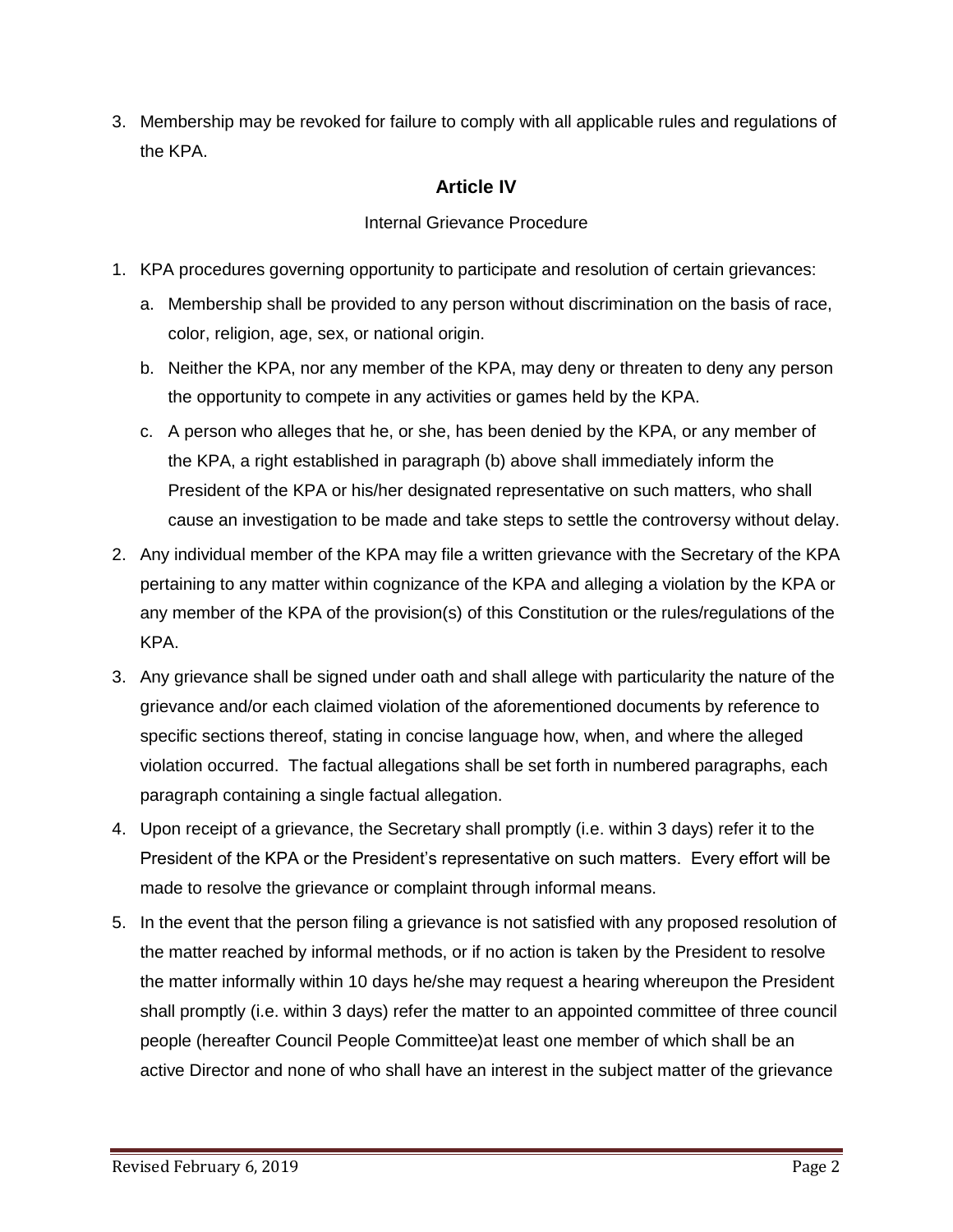3. Membership may be revoked for failure to comply with all applicable rules and regulations of the KPA.

## Article IV

Internal Grievance Procedure

1. KPA procedures governing opportunity to participate and resolution of certain grievances:
   a. Membership shall be provided to any person without discrimination on the basis of race, color, religion, age, sex, or national origin.
   b. Neither the KPA, nor any member of the KPA, may deny or threaten to deny any person the opportunity to compete in any activities or games held by the KPA.
   c. A person who alleges that he, or she, has been denied by the KPA, or any member of the KPA, a right established in paragraph (b) above shall immediately inform the President of the KPA or his/her designated representative on such matters, who shall cause an investigation to be made and take steps to settle the controversy without delay.
2. Any individual member of the KPA may file a written grievance with the Secretary of the KPA pertaining to any matter within cognizance of the KPA and alleging a violation by the KPA or any member of the KPA of the provision(s) of this Constitution or the rules/regulations of the KPA.
3. Any grievance shall be signed under oath and shall allege with particularity the nature of the grievance and/or each claimed violation of the aforementioned documents by reference to specific sections thereof, stating in concise language how, when, and where the alleged violation occurred. The factual allegations shall be set forth in numbered paragraphs, each paragraph containing a single factual allegation.
4. Upon receipt of a grievance, the Secretary shall promptly (i.e. within 3 days) refer it to the President of the KPA or the President's representative on such matters. Every effort will be made to resolve the grievance or complaint through informal means.
5. In the event that the person filing a grievance is not satisfied with any proposed resolution of the matter reached by informal methods, or if no action is taken by the President to resolve the matter informally within 10 days he/she may request a hearing whereupon the President shall promptly (i.e. within 3 days) refer the matter to an appointed committee of three council people (hereafter Council People Committee)at least one member of which shall be an active Director and none of who shall have an interest in the subject matter of the grievance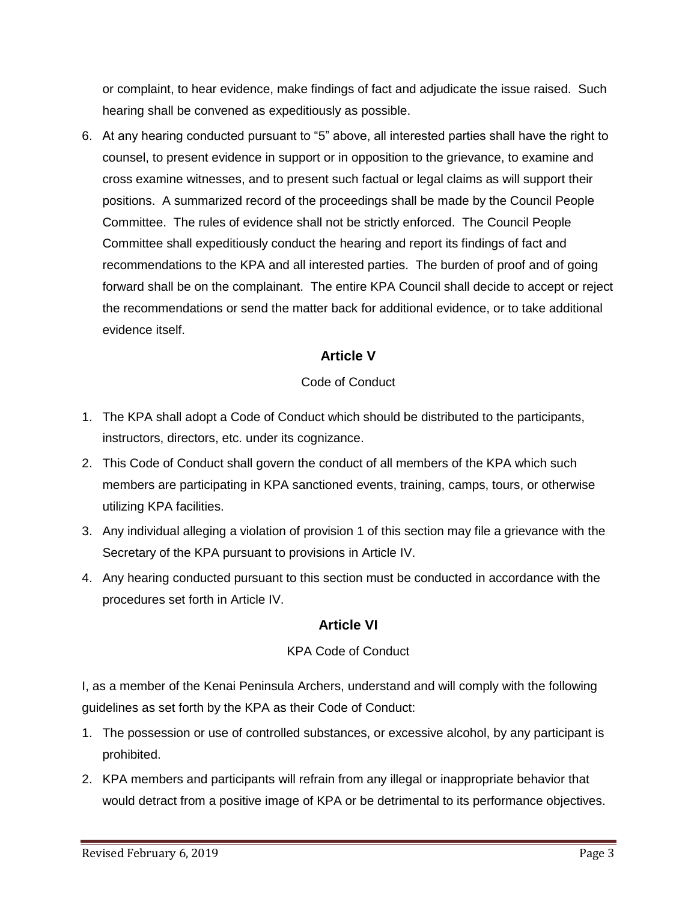or complaint, to hear evidence, make findings of fact and adjudicate the issue raised. Such hearing shall be convened as expeditiously as possible.

6. At any hearing conducted pursuant to "5" above, all interested parties shall have the right to counsel, to present evidence in support or in opposition to the grievance, to examine and cross examine witnesses, and to present such factual or legal claims as will support their positions. A summarized record of the proceedings shall be made by the Council People Committee. The rules of evidence shall not be strictly enforced. The Council People Committee shall expeditiously conduct the hearing and report its findings of fact and recommendations to the KPA and all interested parties. The burden of proof and of going forward shall be on the complainant. The entire KPA Council shall decide to accept or reject the recommendations or send the matter back for additional evidence, or to take additional evidence itself.

## Article V

Code of Conduct

1. The KPA shall adopt a Code of Conduct which should be distributed to the participants, instructors, directors, etc. under its cognizance.
2. This Code of Conduct shall govern the conduct of all members of the KPA which such members are participating in KPA sanctioned events, training, camps, tours, or otherwise utilizing KPA facilities.
3. Any individual alleging a violation of provision 1 of this section may file a grievance with the Secretary of the KPA pursuant to provisions in Article IV.
4. Any hearing conducted pursuant to this section must be conducted in accordance with the procedures set forth in Article IV.

## Article VI

KPA Code of Conduct

I, as a member of the Kenai Peninsula Archers, understand and will comply with the following guidelines as set forth by the KPA as their Code of Conduct:

1. The possession or use of controlled substances, or excessive alcohol, by any participant is prohibited.
2. KPA members and participants will refrain from any illegal or inappropriate behavior that would detract from a positive image of KPA or be detrimental to its performance objectives.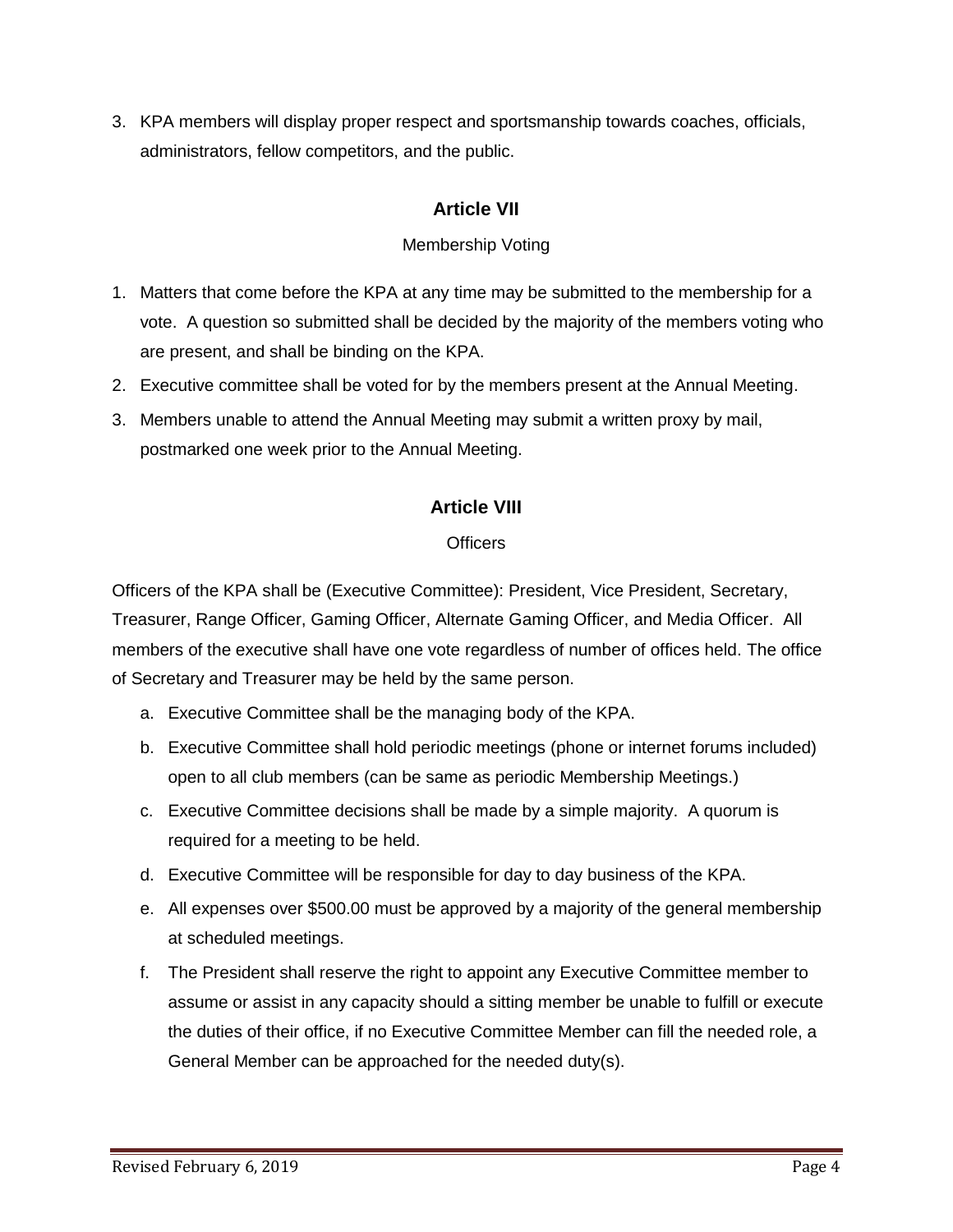3. KPA members will display proper respect and sportsmanship towards coaches, officials, administrators, fellow competitors, and the public.

## Article VII

Membership Voting

1. Matters that come before the KPA at any time may be submitted to the membership for a vote. A question so submitted shall be decided by the majority of the members voting who are present, and shall be binding on the KPA.
2. Executive committee shall be voted for by the members present at the Annual Meeting.
3. Members unable to attend the Annual Meeting may submit a written proxy by mail, postmarked one week prior to the Annual Meeting.

## Article VIII

Officers

Officers of the KPA shall be (Executive Committee): President, Vice President, Secretary, Treasurer, Range Officer, Gaming Officer, Alternate Gaming Officer, and Media Officer. All members of the executive shall have one vote regardless of number of offices held. The office of Secretary and Treasurer may be held by the same person.

a. Executive Committee shall be the managing body of the KPA.
b. Executive Committee shall hold periodic meetings (phone or internet forums included) open to all club members (can be same as periodic Membership Meetings.)
c. Executive Committee decisions shall be made by a simple majority. A quorum is required for a meeting to be held.
d. Executive Committee will be responsible for day to day business of the KPA.
e. All expenses over $500.00 must be approved by a majority of the general membership at scheduled meetings.
f. The President shall reserve the right to appoint any Executive Committee member to assume or assist in any capacity should a sitting member be unable to fulfill or execute the duties of their office, if no Executive Committee Member can fill the needed role, a General Member can be approached for the needed duty(s).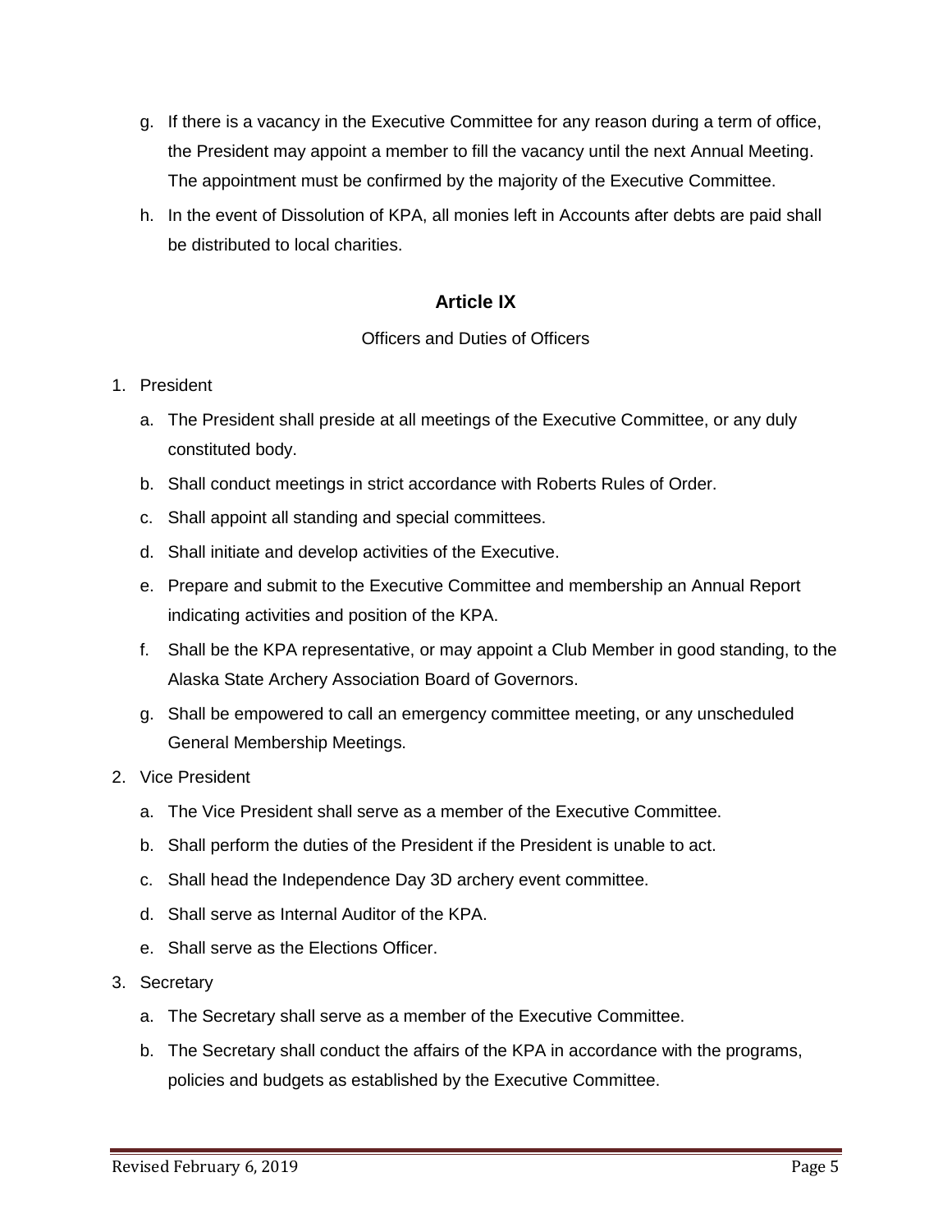g. If there is a vacancy in the Executive Committee for any reason during a term of office, the President may appoint a member to fill the vacancy until the next Annual Meeting. The appointment must be confirmed by the majority of the Executive Committee.

h. In the event of Dissolution of KPA, all monies left in Accounts after debts are paid shall be distributed to local charities.

## Article IX

Officers and Duties of Officers

1. President
   a. The President shall preside at all meetings of the Executive Committee, or any duly constituted body.
   b. Shall conduct meetings in strict accordance with Roberts Rules of Order.
   c. Shall appoint all standing and special committees.
   d. Shall initiate and develop activities of the Executive.
   e. Prepare and submit to the Executive Committee and membership an Annual Report indicating activities and position of the KPA.
   f. Shall be the KPA representative, or may appoint a Club Member in good standing, to the Alaska State Archery Association Board of Governors.
   g. Shall be empowered to call an emergency committee meeting, or any unscheduled General Membership Meetings.
2. Vice President
   a. The Vice President shall serve as a member of the Executive Committee.
   b. Shall perform the duties of the President if the President is unable to act.
   c. Shall head the Independence Day 3D archery event committee.
   d. Shall serve as Internal Auditor of the KPA.
   e. Shall serve as the Elections Officer.
3. Secretary
   a. The Secretary shall serve as a member of the Executive Committee.
   b. The Secretary shall conduct the affairs of the KPA in accordance with the programs, policies and budgets as established by the Executive Committee.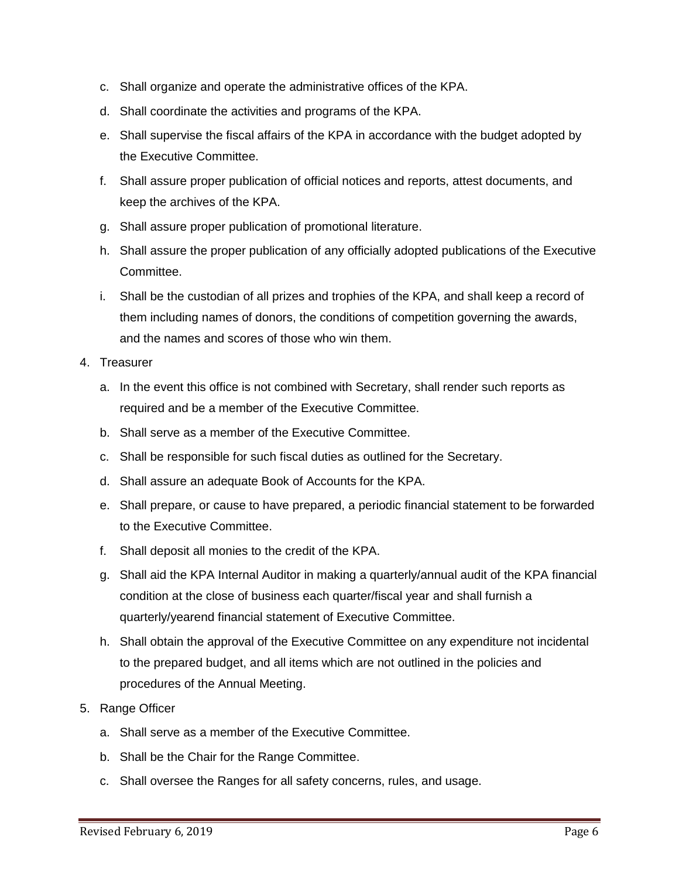c. Shall organize and operate the administrative offices of the KPA.

d. Shall coordinate the activities and programs of the KPA.

e. Shall supervise the fiscal affairs of the KPA in accordance with the budget adopted by the Executive Committee.

f. Shall assure proper publication of official notices and reports, attest documents, and keep the archives of the KPA.

g. Shall assure proper publication of promotional literature.

h. Shall assure the proper publication of any officially adopted publications of the Executive Committee.

i. Shall be the custodian of all prizes and trophies of the KPA, and shall keep a record of them including names of donors, the conditions of competition governing the awards, and the names and scores of those who win them.

4. Treasurer

   a. In the event this office is not combined with Secretary, shall render such reports as required and be a member of the Executive Committee.

   b. Shall serve as a member of the Executive Committee.

   c. Shall be responsible for such fiscal duties as outlined for the Secretary.

   d. Shall assure an adequate Book of Accounts for the KPA.

   e. Shall prepare, or cause to have prepared, a periodic financial statement to be forwarded to the Executive Committee.

   f. Shall deposit all monies to the credit of the KPA.

   g. Shall aid the KPA Internal Auditor in making a quarterly/annual audit of the KPA financial condition at the close of business each quarter/fiscal year and shall furnish a quarterly/yearend financial statement of Executive Committee.

   h. Shall obtain the approval of the Executive Committee on any expenditure not incidental to the prepared budget, and all items which are not outlined in the policies and procedures of the Annual Meeting.

5. Range Officer

   a. Shall serve as a member of the Executive Committee.

   b. Shall be the Chair for the Range Committee.

   c. Shall oversee the Ranges for all safety concerns, rules, and usage.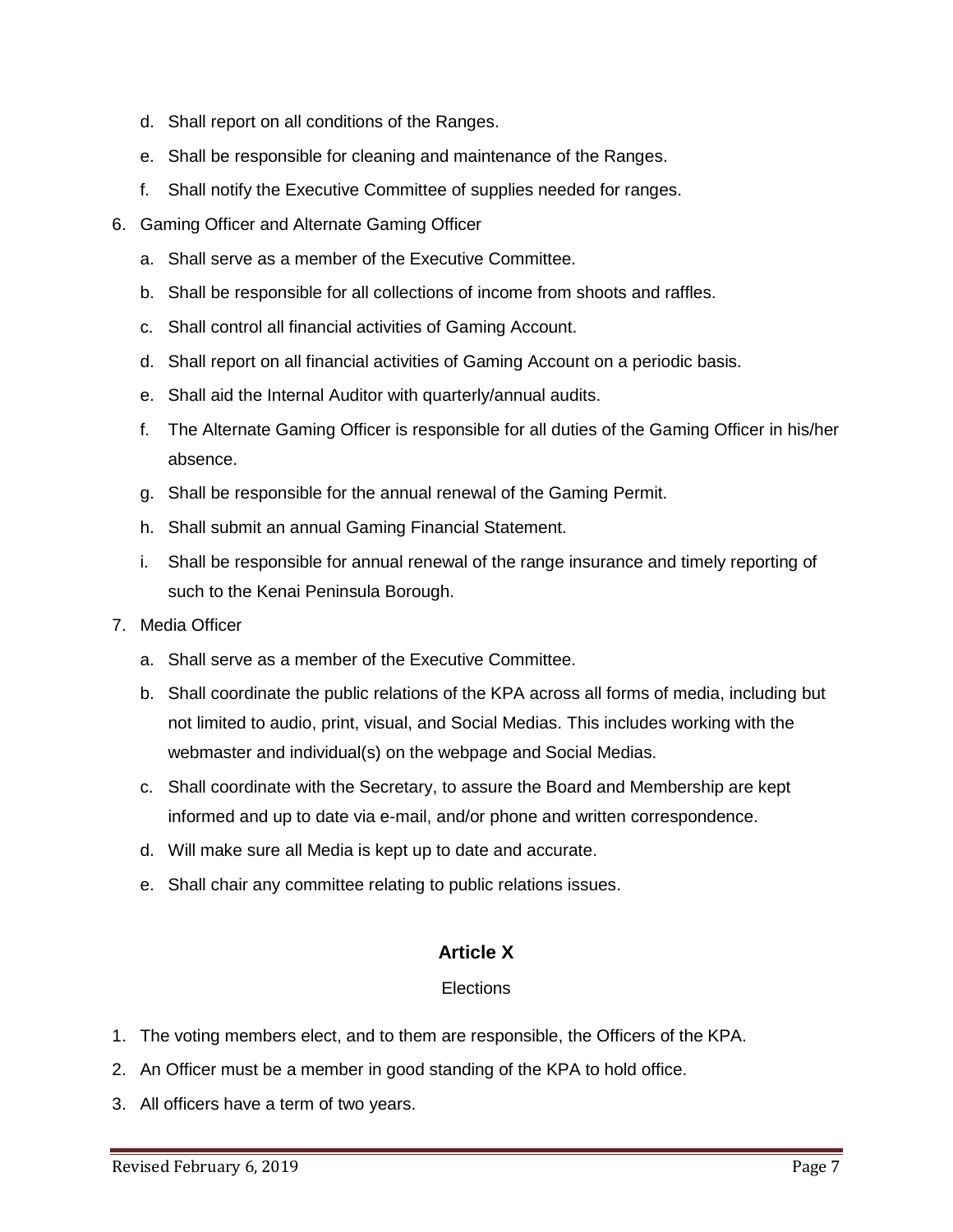d. Shall report on all conditions of the Ranges.

e. Shall be responsible for cleaning and maintenance of the Ranges.

f. Shall notify the Executive Committee of supplies needed for ranges.

6. Gaming Officer and Alternate Gaming Officer

   a. Shall serve as a member of the Executive Committee.

   b. Shall be responsible for all collections of income from shoots and raffles.

   c. Shall control all financial activities of Gaming Account.

   d. Shall report on all financial activities of Gaming Account on a periodic basis.

   e. Shall aid the Internal Auditor with quarterly/annual audits.

   f. The Alternate Gaming Officer is responsible for all duties of the Gaming Officer in his/her absence.

   g. Shall be responsible for the annual renewal of the Gaming Permit.

   h. Shall submit an annual Gaming Financial Statement.

   i. Shall be responsible for annual renewal of the range insurance and timely reporting of such to the Kenai Peninsula Borough.

7. Media Officer

   a. Shall serve as a member of the Executive Committee.

   b. Shall coordinate the public relations of the KPA across all forms of media, including but not limited to audio, print, visual, and Social Medias. This includes working with the webmaster and individual(s) on the webpage and Social Medias.

   c. Shall coordinate with the Secretary, to assure the Board and Membership are kept informed and up to date via e-mail, and/or phone and written correspondence.

   d. Will make sure all Media is kept up to date and accurate.

   e. Shall chair any committee relating to public relations issues.

## Article X

Elections

1. The voting members elect, and to them are responsible, the Officers of the KPA.
2. An Officer must be a member in good standing of the KPA to hold office.
3. All officers have a term of two years.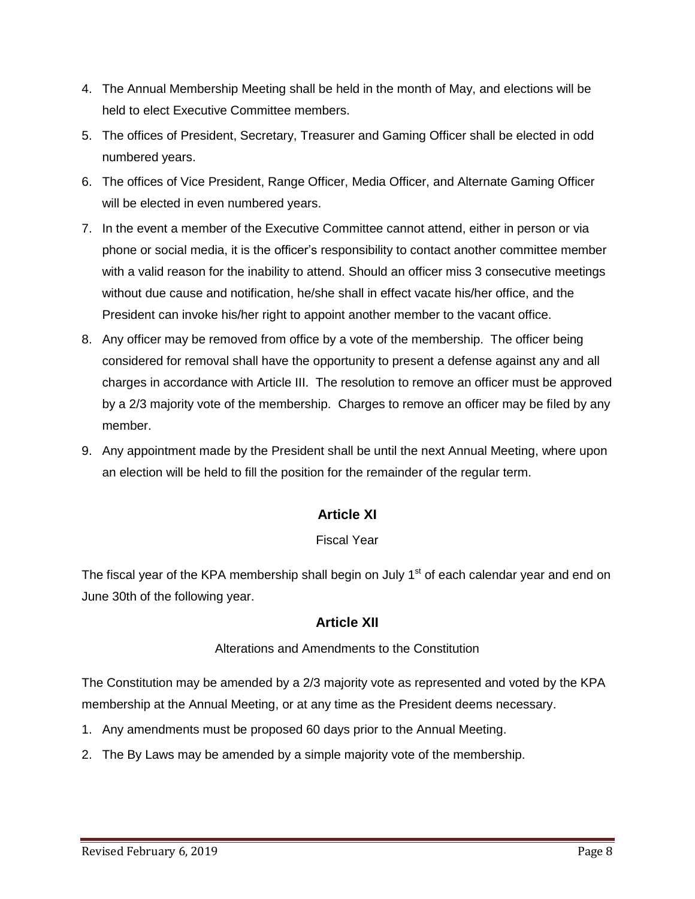4. The Annual Membership Meeting shall be held in the month of May, and elections will be held to elect Executive Committee members.
5. The offices of President, Secretary, Treasurer and Gaming Officer shall be elected in odd numbered years.
6. The offices of Vice President, Range Officer, Media Officer, and Alternate Gaming Officer will be elected in even numbered years.
7. In the event a member of the Executive Committee cannot attend, either in person or via phone or social media, it is the officer's responsibility to contact another committee member with a valid reason for the inability to attend. Should an officer miss 3 consecutive meetings without due cause and notification, he/she shall in effect vacate his/her office, and the President can invoke his/her right to appoint another member to the vacant office.
8. Any officer may be removed from office by a vote of the membership. The officer being considered for removal shall have the opportunity to present a defense against any and all charges in accordance with Article III. The resolution to remove an officer must be approved by a 2/3 majority vote of the membership. Charges to remove an officer may be filed by any member.
9. Any appointment made by the President shall be until the next Annual Meeting, where upon an election will be held to fill the position for the remainder of the regular term.

## Article XI

Fiscal Year

The fiscal year of the KPA membership shall begin on July 1st of each calendar year and end on June 30th of the following year.

## Article XII

Alterations and Amendments to the Constitution

The Constitution may be amended by a 2/3 majority vote as represented and voted by the KPA membership at the Annual Meeting, or at any time as the President deems necessary.

1. Any amendments must be proposed 60 days prior to the Annual Meeting.
2. The By Laws may be amended by a simple majority vote of the membership.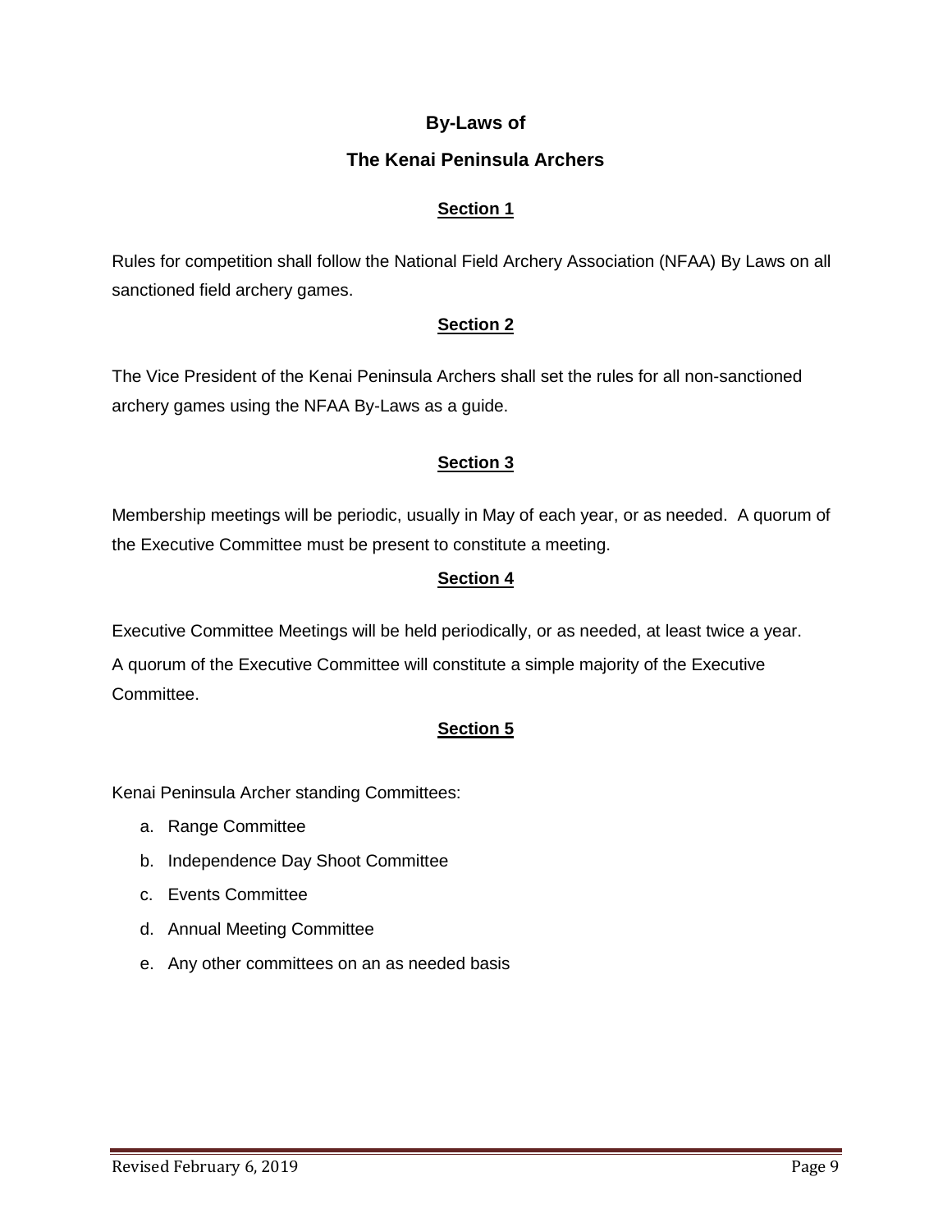# By-Laws of

# The Kenai Peninsula Archers

## Section 1

Rules for competition shall follow the National Field Archery Association (NFAA) By Laws on all sanctioned field archery games.

## Section 2

The Vice President of the Kenai Peninsula Archers shall set the rules for all non-sanctioned archery games using the NFAA By-Laws as a guide.

## Section 3

Membership meetings will be periodic, usually in May of each year, or as needed. A quorum of the Executive Committee must be present to constitute a meeting.

## Section 4

Executive Committee Meetings will be held periodically, or as needed, at least twice a year.

A quorum of the Executive Committee will constitute a simple majority of the Executive Committee.

## Section 5

Kenai Peninsula Archer standing Committees:

a. Range Committee
b. Independence Day Shoot Committee
c. Events Committee
d. Annual Meeting Committee
e. Any other committees on an as needed basis